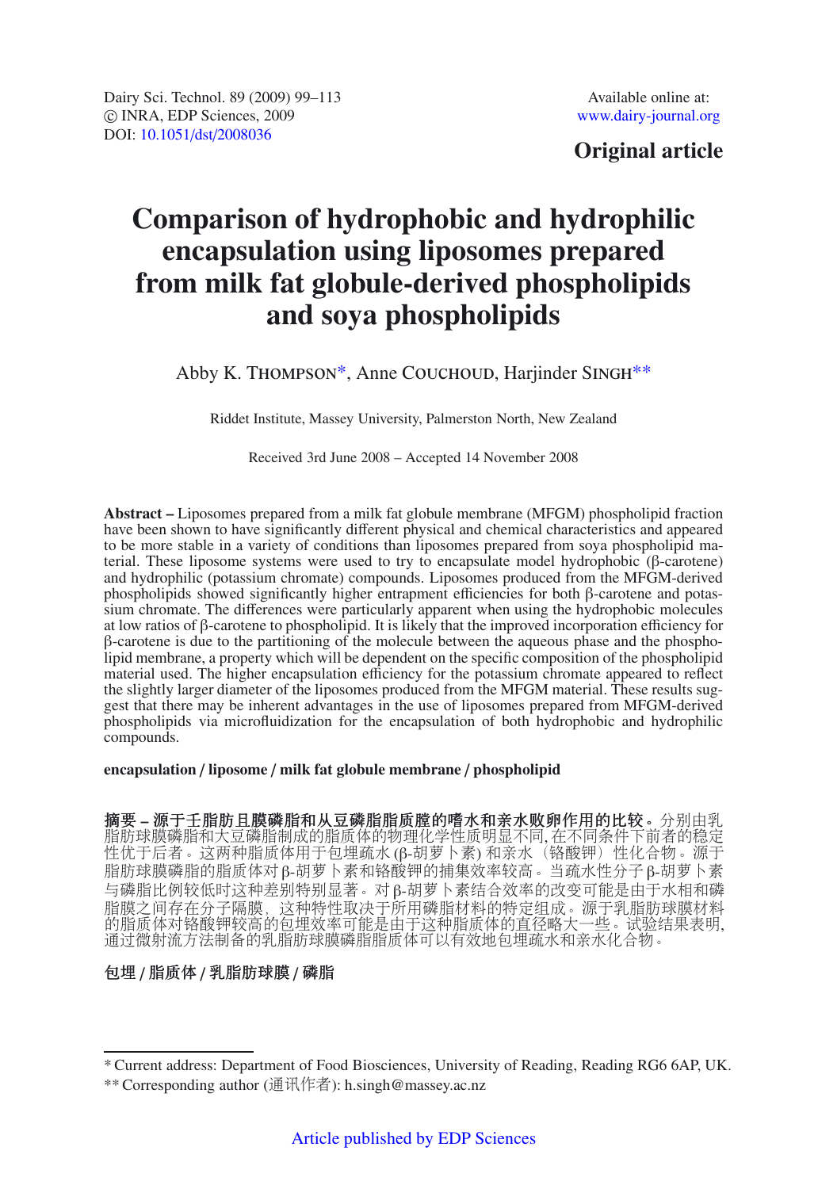Original article

# Comparison of hydrophobic and hydrophilic encapsulation using liposomes prepared from milk fat globule-derived phospholipids and soya phospholipids

Abby K. THOMPSON*, Anne COUCHOUD, Harjinder SINGH**

Riddet Institute, Massey University, Palmerston North, New Zealand

Received 3rd June 2008 – Accepted 14 November 2008

**Abstract –** Liposomes prepared from a milk fat globule membrane (MFGM) phospholipid fraction have been shown to have significantly different physical and chemical characteristics and appeared to be more stable in a variety of conditions than liposomes prepared from soya phospholipid material. These liposome systems were used to try to encapsulate model hydrophobic (β-carotene) and hydrophilic (potassium chromate) compounds. Liposomes produced from the MFGM-derived phospholipids showed significantly higher entrapment efficiencies for both β-carotene and potassium chromate. The differences were particularly apparent when using the hydrophobic molecules at low ratios of β-carotene to phospholipid. It is likely that the improved incorporation efficiency for β-carotene is due to the partitioning of the molecule between the aqueous phase and the phospholipid membrane, a property which will be dependent on the specific composition of the phospholipid material used. The higher encapsulation efficiency for the potassium chromate appeared to reflect the slightly larger diameter of the liposomes produced from the MFGM material. These results suggest that there may be inherent advantages in the use of liposomes prepared from MFGM-derived phospholipids via microfluidization for the encapsulation of both hydrophobic and hydrophilic compounds.

**encapsulation / liposome / milk fat globule membrane / phospholipid**

**摘要 – 源于壬脂肪且膜磷脂和从豆磷脂脂质膛的嗜水和亲水败卵作用的比较。** 分别由乳脂肪球膜磷脂和大豆磷脂制成的脂质体的物理化学性质明显不同, 在不同条件下前者的稳定性优于后者。这两种脂质体用于包埋疏水 (β-胡萝卜素) 和亲水（铬酸钾）性化合物。源于脂肪球膜磷脂的脂质体对 β-胡萝卜素和铬酸钾的捕集效率较高。当疏水性分子 β-胡萝卜素与磷脂比例较低时这种差别特别显著。对 β-胡萝卜素结合效率的改变可能是由于水相和磷脂膜之间存在分子隔膜，这种特性取决于所用磷脂材料的特定组成。源于乳脂肪球膜材料的脂质体对铬酸钾较高的包埋效率可能是由于这种脂质体的直径略大一些。试验结果表明, 通过微射流方法制备的乳脂肪球膜磷脂脂质体可以有效地包埋疏水和亲水化合物。

**包埋 / 脂质体 / 乳脂肪球膜 / 磷脂**

* Current address: Department of Food Biosciences, University of Reading, Reading RG6 6AP, UK.

** Corresponding author (通讯作者): h.singh@massey.ac.nz

Article published by EDP Sciences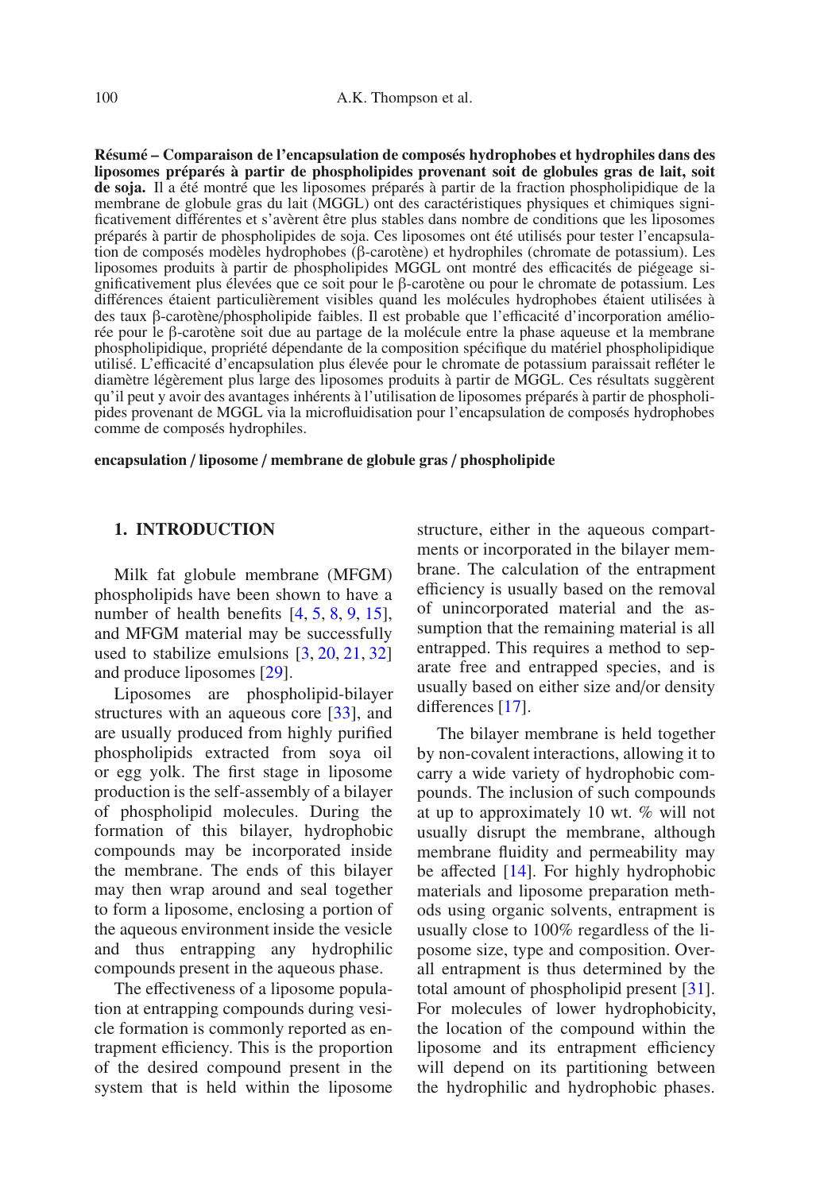**Résumé – Comparaison de l'encapsulation de composés hydrophobes et hydrophiles dans des liposomes préparés à partir de phospholipides provenant soit de globules gras de lait, soit de soja.** Il a été montré que les liposomes préparés à partir de la fraction phospholipidique de la membrane de globule gras du lait (MGGL) ont des caractéristiques physiques et chimiques significativement différentes et s'avèrent être plus stables dans nombre de conditions que les liposomes préparés à partir de phospholipides de soja. Ces liposomes ont été utilisés pour tester l'encapsulation de composés modèles hydrophobes (β-carotène) et hydrophiles (chromate de potassium). Les liposomes produits à partir de phospholipides MGGL ont montré des efficacités de piégeage significativement plus élevées que ce soit pour le β-carotène ou pour le chromate de potassium. Les différences étaient particulièrement visibles quand les molécules hydrophobes étaient utilisées à des taux β-carotène/phospholipide faibles. Il est probable que l'efficacité d'incorporation améliorée pour le β-carotène soit due au partage de la molécule entre la phase aqueuse et la membrane phospholipidique, propriété dépendante de la composition spécifique du matériel phospholipidique utilisé. L'efficacité d'encapsulation plus élevée pour le chromate de potassium paraissait refléter le diamètre légèrement plus large des liposomes produits à partir de MGGL. Ces résultats suggèrent qu'il peut y avoir des avantages inhérents à l'utilisation de liposomes préparés à partir de phospholipides provenant de MGGL via la microfluidisation pour l'encapsulation de composés hydrophobes comme de composés hydrophiles.

**encapsulation / liposome / membrane de globule gras / phospholipide**

## 1. INTRODUCTION

Milk fat globule membrane (MFGM) phospholipids have been shown to have a number of health benefits [4, 5, 8, 9, 15], and MFGM material may be successfully used to stabilize emulsions [3, 20, 21, 32] and produce liposomes [29].

Liposomes are phospholipid-bilayer structures with an aqueous core [33], and are usually produced from highly purified phospholipids extracted from soya oil or egg yolk. The first stage in liposome production is the self-assembly of a bilayer of phospholipid molecules. During the formation of this bilayer, hydrophobic compounds may be incorporated inside the membrane. The ends of this bilayer may then wrap around and seal together to form a liposome, enclosing a portion of the aqueous environment inside the vesicle and thus entrapping any hydrophilic compounds present in the aqueous phase.

The effectiveness of a liposome population at entrapping compounds during vesicle formation is commonly reported as entrapment efficiency. This is the proportion of the desired compound present in the system that is held within the liposome structure, either in the aqueous compartments or incorporated in the bilayer membrane. The calculation of the entrapment efficiency is usually based on the removal of unincorporated material and the assumption that the remaining material is all entrapped. This requires a method to separate free and entrapped species, and is usually based on either size and/or density differences [17].

The bilayer membrane is held together by non-covalent interactions, allowing it to carry a wide variety of hydrophobic compounds. The inclusion of such compounds at up to approximately 10 wt. % will not usually disrupt the membrane, although membrane fluidity and permeability may be affected [14]. For highly hydrophobic materials and liposome preparation methods using organic solvents, entrapment is usually close to 100% regardless of the liposome size, type and composition. Overall entrapment is thus determined by the total amount of phospholipid present [31]. For molecules of lower hydrophobicity, the location of the compound within the liposome and its entrapment efficiency will depend on its partitioning between the hydrophilic and hydrophobic phases.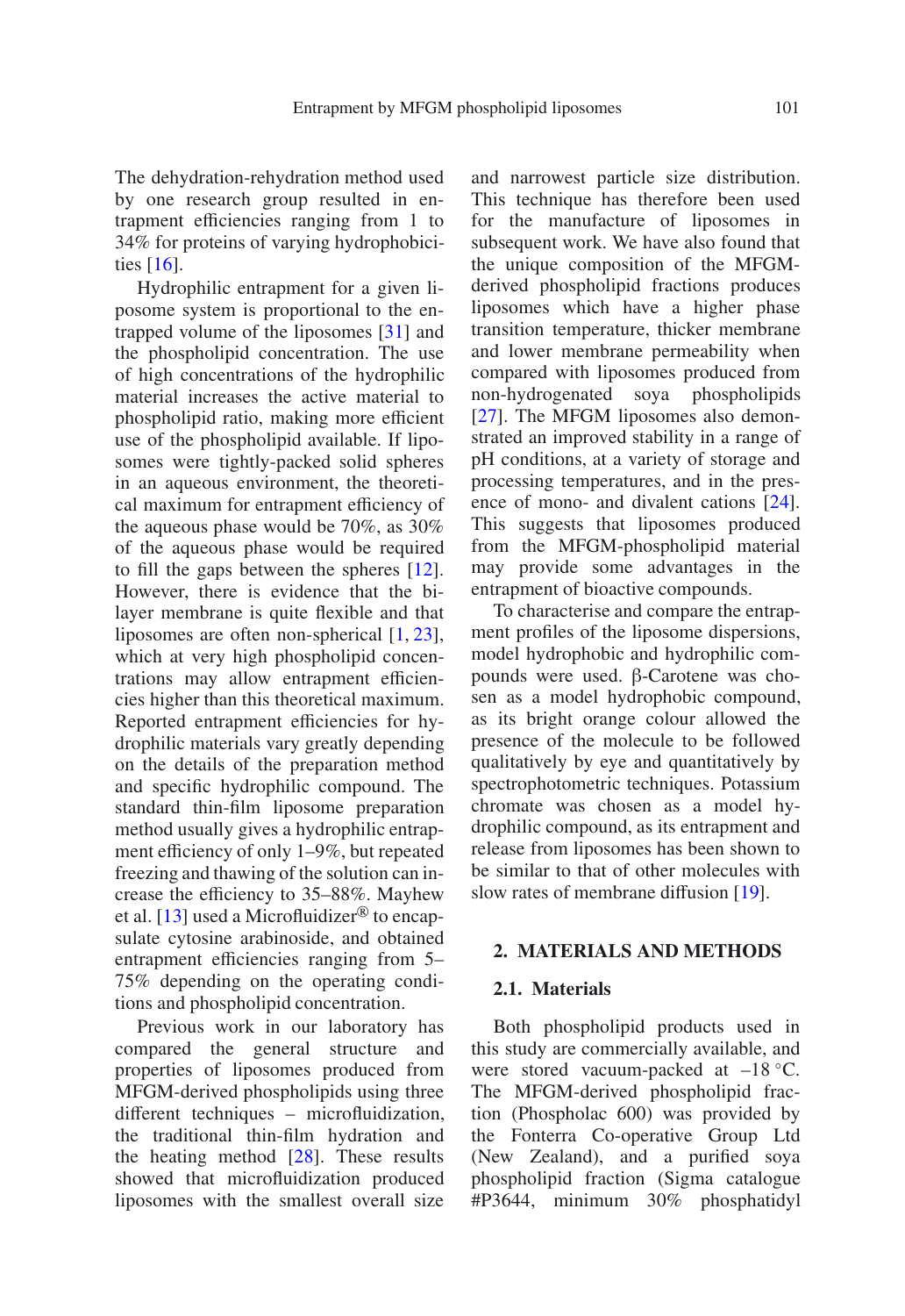The dehydration-rehydration method used by one research group resulted in entrapment efficiencies ranging from 1 to 34% for proteins of varying hydrophobicities [16].

Hydrophilic entrapment for a given liposome system is proportional to the entrapped volume of the liposomes [31] and the phospholipid concentration. The use of high concentrations of the hydrophilic material increases the active material to phospholipid ratio, making more efficient use of the phospholipid available. If liposomes were tightly-packed solid spheres in an aqueous environment, the theoretical maximum for entrapment efficiency of the aqueous phase would be 70%, as 30% of the aqueous phase would be required to fill the gaps between the spheres [12]. However, there is evidence that the bilayer membrane is quite flexible and that liposomes are often non-spherical [1, 23], which at very high phospholipid concentrations may allow entrapment efficiencies higher than this theoretical maximum. Reported entrapment efficiencies for hydrophilic materials vary greatly depending on the details of the preparation method and specific hydrophilic compound. The standard thin-film liposome preparation method usually gives a hydrophilic entrapment efficiency of only 1–9%, but repeated freezing and thawing of the solution can increase the efficiency to 35–88%. Mayhew et al. [13] used a Microfluidizer® to encapsulate cytosine arabinoside, and obtained entrapment efficiencies ranging from 5–75% depending on the operating conditions and phospholipid concentration.

Previous work in our laboratory has compared the general structure and properties of liposomes produced from MFGM-derived phospholipids using three different techniques – microfluidization, the traditional thin-film hydration and the heating method [28]. These results showed that microfluidization produced liposomes with the smallest overall size and narrowest particle size distribution. This technique has therefore been used for the manufacture of liposomes in subsequent work. We have also found that the unique composition of the MFGM-derived phospholipid fractions produces liposomes which have a higher phase transition temperature, thicker membrane and lower membrane permeability when compared with liposomes produced from non-hydrogenated soya phospholipids [27]. The MFGM liposomes also demonstrated an improved stability in a range of pH conditions, at a variety of storage and processing temperatures, and in the presence of mono- and divalent cations [24]. This suggests that liposomes produced from the MFGM-phospholipid material may provide some advantages in the entrapment of bioactive compounds.

To characterise and compare the entrapment profiles of the liposome dispersions, model hydrophobic and hydrophilic compounds were used. β-Carotene was chosen as a model hydrophobic compound, as its bright orange colour allowed the presence of the molecule to be followed qualitatively by eye and quantitatively by spectrophotometric techniques. Potassium chromate was chosen as a model hydrophilic compound, as its entrapment and release from liposomes has been shown to be similar to that of other molecules with slow rates of membrane diffusion [19].

## 2. MATERIALS AND METHODS

### 2.1. Materials

Both phospholipid products used in this study are commercially available, and were stored vacuum-packed at –18 °C. The MFGM-derived phospholipid fraction (Phospholac 600) was provided by the Fonterra Co-operative Group Ltd (New Zealand), and a purified soya phospholipid fraction (Sigma catalogue #P3644, minimum 30% phosphatidyl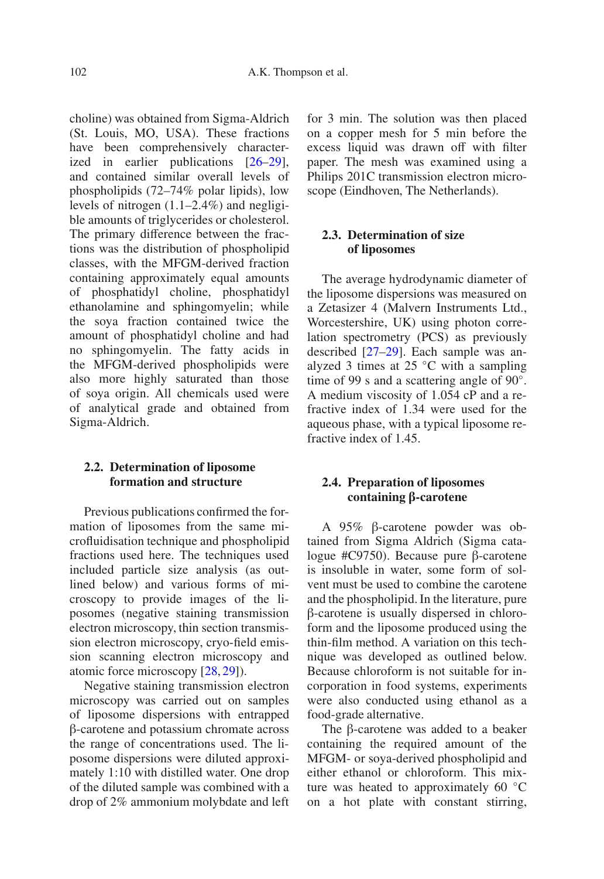choline) was obtained from Sigma-Aldrich (St. Louis, MO, USA). These fractions have been comprehensively characterized in earlier publications [26–29], and contained similar overall levels of phospholipids (72–74% polar lipids), low levels of nitrogen (1.1–2.4%) and negligible amounts of triglycerides or cholesterol. The primary difference between the fractions was the distribution of phospholipid classes, with the MFGM-derived fraction containing approximately equal amounts of phosphatidyl choline, phosphatidyl ethanolamine and sphingomyelin; while the soya fraction contained twice the amount of phosphatidyl choline and had no sphingomyelin. The fatty acids in the MFGM-derived phospholipids were also more highly saturated than those of soya origin. All chemicals used were of analytical grade and obtained from Sigma-Aldrich.

### 2.2. Determination of liposome formation and structure

Previous publications confirmed the formation of liposomes from the same microfluidisation technique and phospholipid fractions used here. The techniques used included particle size analysis (as outlined below) and various forms of microscopy to provide images of the liposomes (negative staining transmission electron microscopy, thin section transmission electron microscopy, cryo-field emission scanning electron microscopy and atomic force microscopy [28, 29]).

Negative staining transmission electron microscopy was carried out on samples of liposome dispersions with entrapped β-carotene and potassium chromate across the range of concentrations used. The liposome dispersions were diluted approximately 1:10 with distilled water. One drop of the diluted sample was combined with a drop of 2% ammonium molybdate and left for 3 min. The solution was then placed on a copper mesh for 5 min before the excess liquid was drawn off with filter paper. The mesh was examined using a Philips 201C transmission electron microscope (Eindhoven, The Netherlands).

### 2.3. Determination of size of liposomes

The average hydrodynamic diameter of the liposome dispersions was measured on a Zetasizer 4 (Malvern Instruments Ltd., Worcestershire, UK) using photon correlation spectrometry (PCS) as previously described [27–29]. Each sample was analyzed 3 times at 25 °C with a sampling time of 99 s and a scattering angle of 90°. A medium viscosity of 1.054 cP and a refractive index of 1.34 were used for the aqueous phase, with a typical liposome refractive index of 1.45.

### 2.4. Preparation of liposomes containing β-carotene

A 95% β-carotene powder was obtained from Sigma Aldrich (Sigma catalogue #C9750). Because pure β-carotene is insoluble in water, some form of solvent must be used to combine the carotene and the phospholipid. In the literature, pure β-carotene is usually dispersed in chloroform and the liposome produced using the thin-film method. A variation on this technique was developed as outlined below. Because chloroform is not suitable for incorporation in food systems, experiments were also conducted using ethanol as a food-grade alternative.

The β-carotene was added to a beaker containing the required amount of the MFGM- or soya-derived phospholipid and either ethanol or chloroform. This mixture was heated to approximately 60 °C on a hot plate with constant stirring,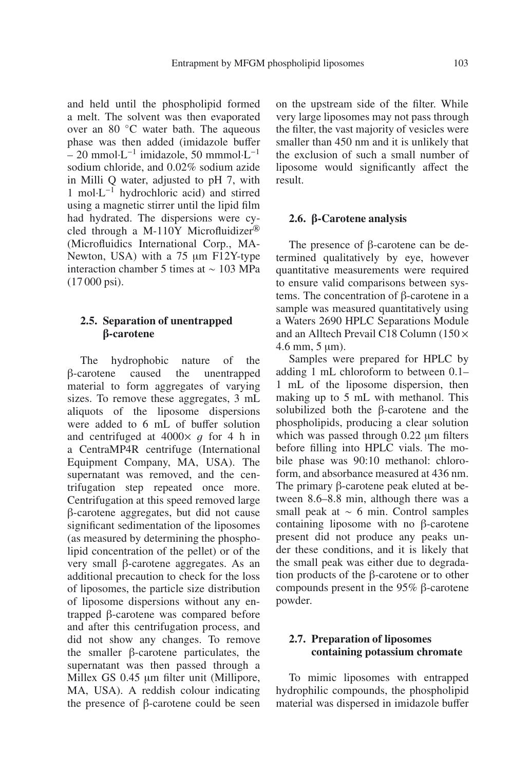and held until the phospholipid formed a melt. The solvent was then evaporated over an 80 °C water bath. The aqueous phase was then added (imidazole buffer – 20 mmol·L$^{-1}$ imidazole, 50 mmmol·L$^{-1}$ sodium chloride, and 0.02% sodium azide in Milli Q water, adjusted to pH 7, with 1 mol·L$^{-1}$ hydrochloric acid) and stirred using a magnetic stirrer until the lipid film had hydrated. The dispersions were cycled through a M-110Y Microfluidizer® (Microfluidics International Corp., MA-Newton, USA) with a 75 µm F12Y-type interaction chamber 5 times at ∼ 103 MPa (17 000 psi).

### 2.5. Separation of unentrapped β-carotene

The hydrophobic nature of the β-carotene caused the unentrapped material to form aggregates of varying sizes. To remove these aggregates, 3 mL aliquots of the liposome dispersions were added to 6 mL of buffer solution and centrifuged at 4000× *g* for 4 h in a CentraMP4R centrifuge (International Equipment Company, MA, USA). The supernatant was removed, and the centrifugation step repeated once more. Centrifugation at this speed removed large β-carotene aggregates, but did not cause significant sedimentation of the liposomes (as measured by determining the phospholipid concentration of the pellet) or of the very small β-carotene aggregates. As an additional precaution to check for the loss of liposomes, the particle size distribution of liposome dispersions without any entrapped β-carotene was compared before and after this centrifugation process, and did not show any changes. To remove the smaller β-carotene particulates, the supernatant was then passed through a Millex GS 0.45 µm filter unit (Millipore, MA, USA). A reddish colour indicating the presence of β-carotene could be seen on the upstream side of the filter. While very large liposomes may not pass through the filter, the vast majority of vesicles were smaller than 450 nm and it is unlikely that the exclusion of such a small number of liposome would significantly affect the result.

### 2.6. β-Carotene analysis

The presence of β-carotene can be determined qualitatively by eye, however quantitative measurements were required to ensure valid comparisons between systems. The concentration of β-carotene in a sample was measured quantitatively using a Waters 2690 HPLC Separations Module and an Alltech Prevail C18 Column (150 × 4.6 mm, 5 µm).

Samples were prepared for HPLC by adding 1 mL chloroform to between 0.1–1 mL of the liposome dispersion, then making up to 5 mL with methanol. This solubilized both the β-carotene and the phospholipids, producing a clear solution which was passed through 0.22 µm filters before filling into HPLC vials. The mobile phase was 90:10 methanol: chloroform, and absorbance measured at 436 nm. The primary β-carotene peak eluted at between 8.6–8.8 min, although there was a small peak at ∼ 6 min. Control samples containing liposome with no β-carotene present did not produce any peaks under these conditions, and it is likely that the small peak was either due to degradation products of the β-carotene or to other compounds present in the 95% β-carotene powder.

### 2.7. Preparation of liposomes containing potassium chromate

To mimic liposomes with entrapped hydrophilic compounds, the phospholipid material was dispersed in imidazole buffer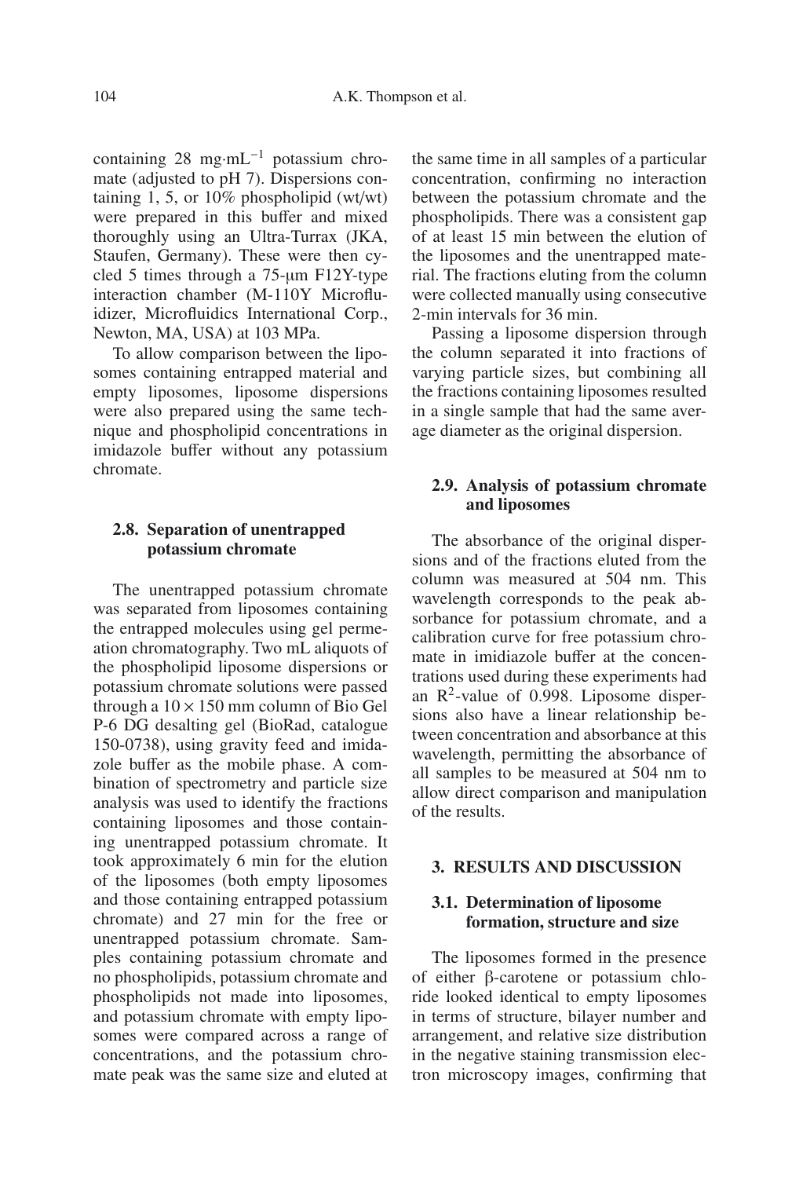containing 28 $mg \cdot mL^{-1}$ potassium chromate (adjusted to pH 7). Dispersions containing 1, 5, or 10% phospholipid (wt/wt) were prepared in this buffer and mixed thoroughly using an Ultra-Turrax (JKA, Staufen, Germany). These were then cycled 5 times through a 75-μm F12Y-type interaction chamber (M-110Y Microfluidizer, Microfluidics International Corp., Newton, MA, USA) at 103 MPa.

To allow comparison between the liposomes containing entrapped material and empty liposomes, liposome dispersions were also prepared using the same technique and phospholipid concentrations in imidazole buffer without any potassium chromate.

### 2.8. Separation of unentrapped potassium chromate

The unentrapped potassium chromate was separated from liposomes containing the entrapped molecules using gel permeation chromatography. Two mL aliquots of the phospholipid liposome dispersions or potassium chromate solutions were passed through a $10 \times 150$ mm column of Bio Gel P-6 DG desalting gel (BioRad, catalogue 150-0738), using gravity feed and imidazole buffer as the mobile phase. A combination of spectrometry and particle size analysis was used to identify the fractions containing liposomes and those containing unentrapped potassium chromate. It took approximately 6 min for the elution of the liposomes (both empty liposomes and those containing entrapped potassium chromate) and 27 min for the free or unentrapped potassium chromate. Samples containing potassium chromate and no phospholipids, potassium chromate and phospholipids not made into liposomes, and potassium chromate with empty liposomes were compared across a range of concentrations, and the potassium chromate peak was the same size and eluted at the same time in all samples of a particular concentration, confirming no interaction between the potassium chromate and the phospholipids. There was a consistent gap of at least 15 min between the elution of the liposomes and the unentrapped material. The fractions eluting from the column were collected manually using consecutive 2-min intervals for 36 min.

Passing a liposome dispersion through the column separated it into fractions of varying particle sizes, but combining all the fractions containing liposomes resulted in a single sample that had the same average diameter as the original dispersion.

### 2.9. Analysis of potassium chromate and liposomes

The absorbance of the original dispersions and of the fractions eluted from the column was measured at 504 nm. This wavelength corresponds to the peak absorbance for potassium chromate, and a calibration curve for free potassium chromate in imidiazole buffer at the concentrations used during these experiments had an $R^2$-value of 0.998. Liposome dispersions also have a linear relationship between concentration and absorbance at this wavelength, permitting the absorbance of all samples to be measured at 504 nm to allow direct comparison and manipulation of the results.

## 3. RESULTS AND DISCUSSION

### 3.1. Determination of liposome formation, structure and size

The liposomes formed in the presence of either β-carotene or potassium chloride looked identical to empty liposomes in terms of structure, bilayer number and arrangement, and relative size distribution in the negative staining transmission electron microscopy images, confirming that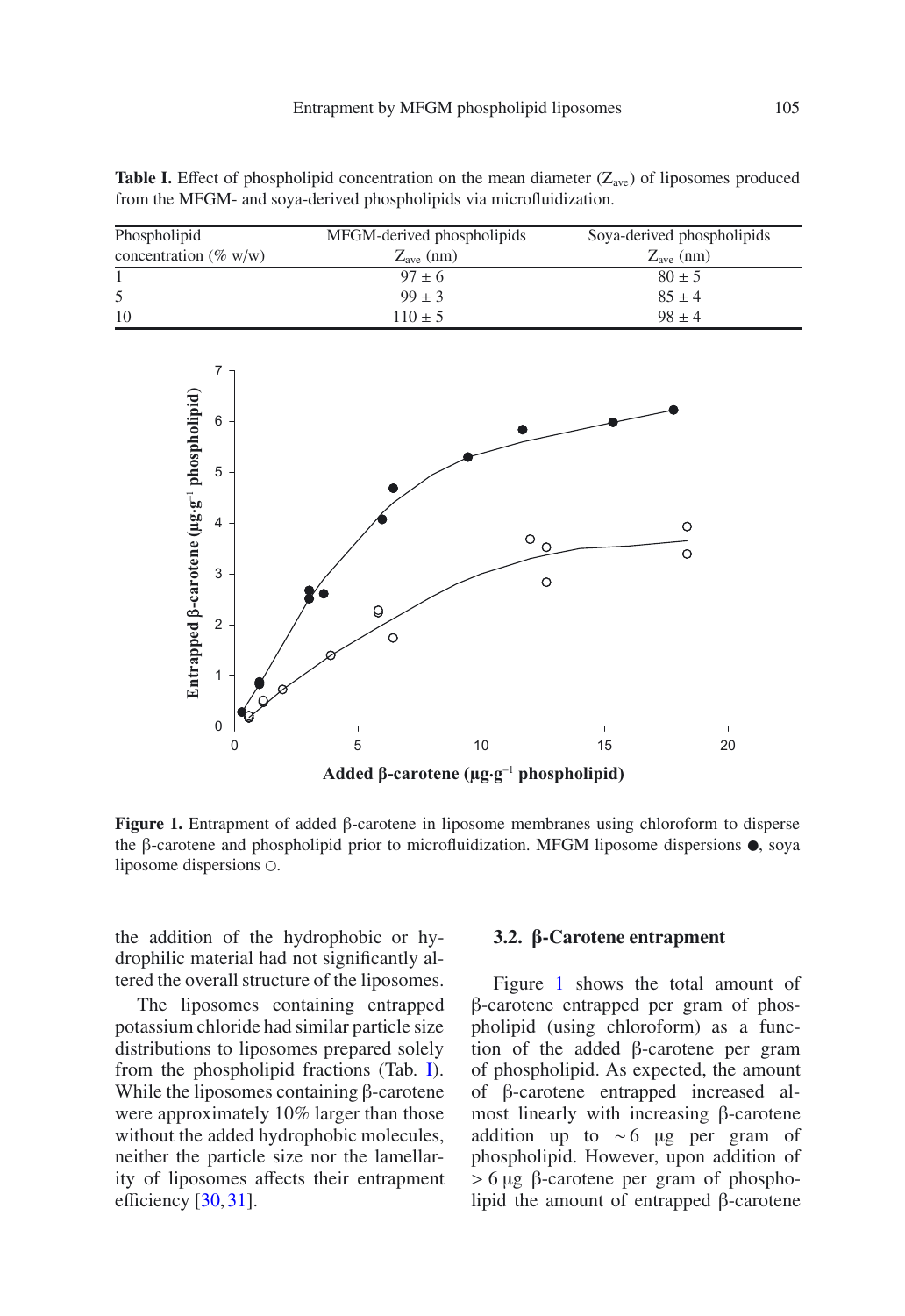**Table I.** Effect of phospholipid concentration on the mean diameter ($Z_{ave}$) of liposomes produced from the MFGM- and soya-derived phospholipids via microfluidization.

| Phospholipid concentration (% w/w) | MFGM-derived phospholipids $Z_{ave}$ (nm) | Soya-derived phospholipids $Z_{ave}$ (nm) |
|---|---|---|
| 1 | 97 ± 6 | 80 ± 5 |
| 5 | 99 ± 3 | 85 ± 4 |
| 10 | 110 ± 5 | 98 ± 4 |

**Figure 1.** Entrapment of added β-carotene in liposome membranes using chloroform to disperse the β-carotene and phospholipid prior to microfluidization. MFGM liposome dispersions ●, soya liposome dispersions ○.

the addition of the hydrophobic or hydrophilic material had not significantly altered the overall structure of the liposomes.

The liposomes containing entrapped potassium chloride had similar particle size distributions to liposomes prepared solely from the phospholipid fractions (Tab. I). While the liposomes containing β-carotene were approximately 10% larger than those without the added hydrophobic molecules, neither the particle size nor the lamellarity of liposomes affects their entrapment efficiency [30, 31].

### 3.2. β-Carotene entrapment

Figure 1 shows the total amount of β-carotene entrapped per gram of phospholipid (using chloroform) as a function of the added β-carotene per gram of phospholipid. As expected, the amount of β-carotene entrapped increased almost linearly with increasing β-carotene addition up to ~6 μg per gram of phospholipid. However, upon addition of > 6 μg β-carotene per gram of phospholipid the amount of entrapped β-carotene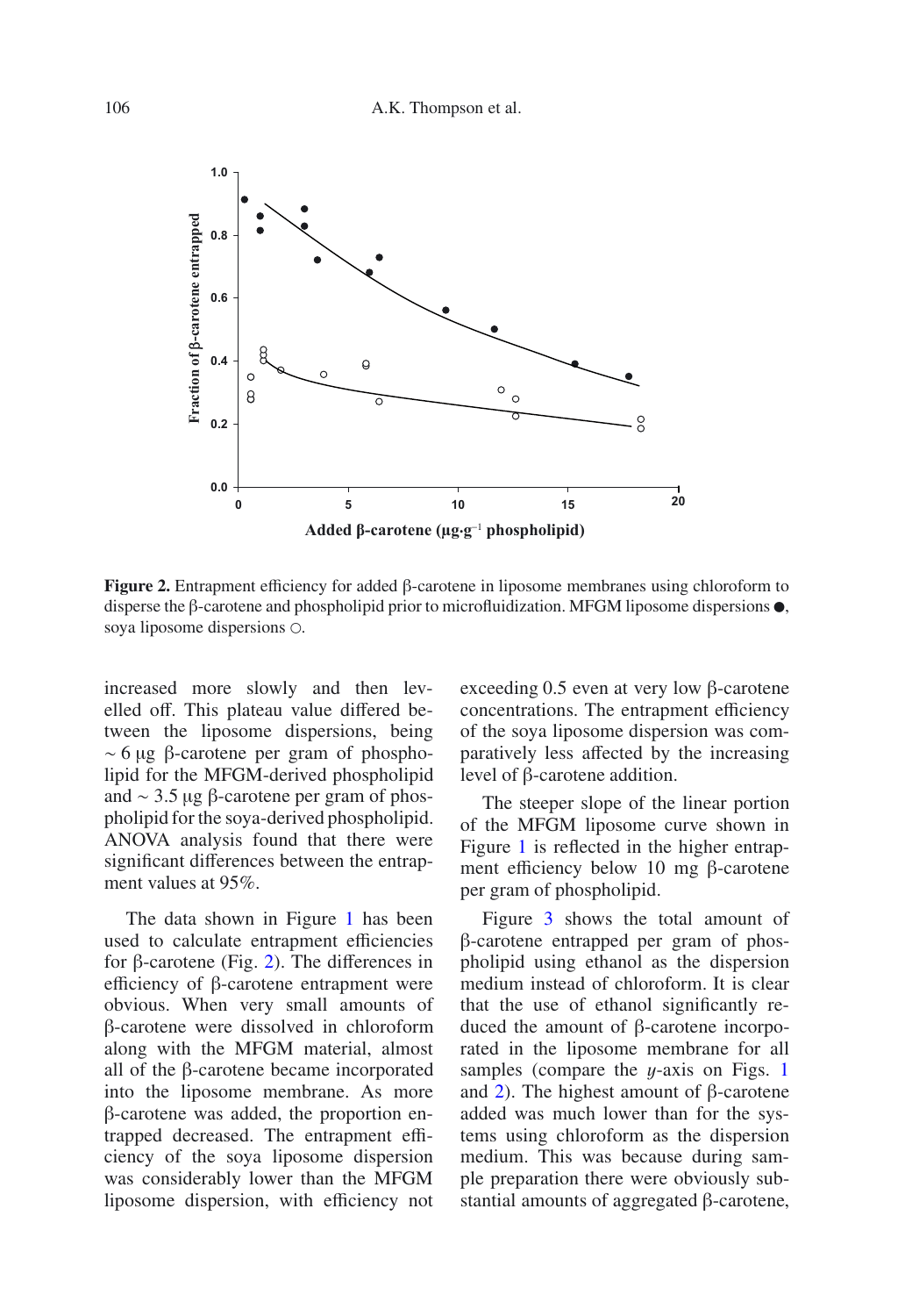**Figure 2.** Entrapment efficiency for added β-carotene in liposome membranes using chloroform to disperse the β-carotene and phospholipid prior to microfluidization. MFGM liposome dispersions ●, soya liposome dispersions ○.

increased more slowly and then levelled off. This plateau value differed between the liposome dispersions, being ~ 6 μg β-carotene per gram of phospholipid for the MFGM-derived phospholipid and ~ 3.5 μg β-carotene per gram of phospholipid for the soya-derived phospholipid. ANOVA analysis found that there were significant differences between the entrapment values at 95%.

The data shown in Figure 1 has been used to calculate entrapment efficiencies for β-carotene (Fig. 2). The differences in efficiency of β-carotene entrapment were obvious. When very small amounts of β-carotene were dissolved in chloroform along with the MFGM material, almost all of the β-carotene became incorporated into the liposome membrane. As more β-carotene was added, the proportion entrapped decreased. The entrapment efficiency of the soya liposome dispersion was considerably lower than the MFGM liposome dispersion, with efficiency not exceeding 0.5 even at very low β-carotene concentrations. The entrapment efficiency of the soya liposome dispersion was comparatively less affected by the increasing level of β-carotene addition.

The steeper slope of the linear portion of the MFGM liposome curve shown in Figure 1 is reflected in the higher entrapment efficiency below 10 mg β-carotene per gram of phospholipid.

Figure 3 shows the total amount of β-carotene entrapped per gram of phospholipid using ethanol as the dispersion medium instead of chloroform. It is clear that the use of ethanol significantly reduced the amount of β-carotene incorporated in the liposome membrane for all samples (compare the *y*-axis on Figs. 1 and 2). The highest amount of β-carotene added was much lower than for the systems using chloroform as the dispersion medium. This was because during sample preparation there were obviously substantial amounts of aggregated β-carotene,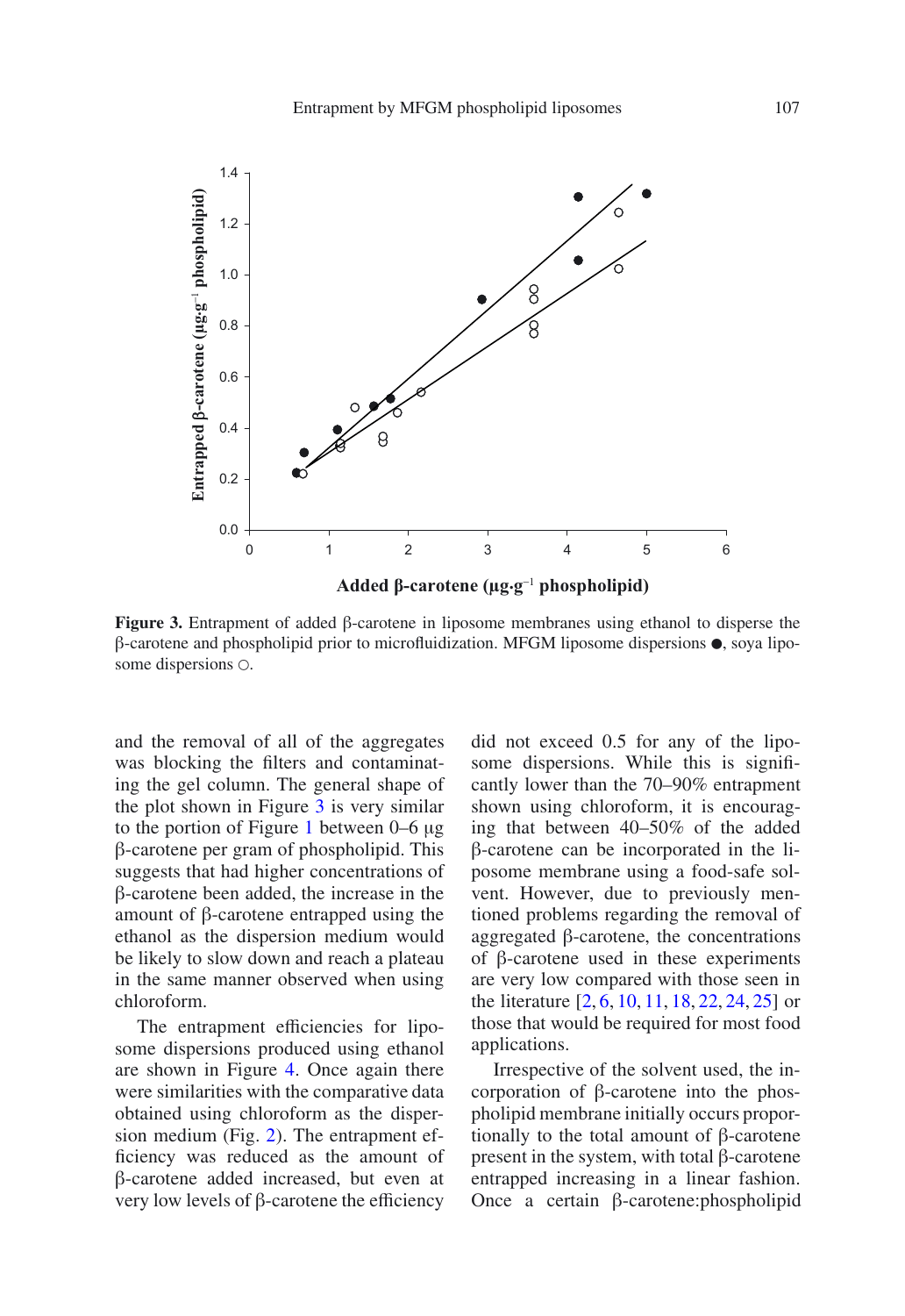Figure 3. Entrapment of added β-carotene in liposome membranes using ethanol to disperse the β-carotene and phospholipid prior to microfluidization. MFGM liposome dispersions ●, soya liposome dispersions ○.

and the removal of all of the aggregates was blocking the filters and contaminating the gel column. The general shape of the plot shown in Figure 3 is very similar to the portion of Figure 1 between 0–6 μg β-carotene per gram of phospholipid. This suggests that had higher concentrations of β-carotene been added, the increase in the amount of β-carotene entrapped using the ethanol as the dispersion medium would be likely to slow down and reach a plateau in the same manner observed when using chloroform.

The entrapment efficiencies for liposome dispersions produced using ethanol are shown in Figure 4. Once again there were similarities with the comparative data obtained using chloroform as the dispersion medium (Fig. 2). The entrapment efficiency was reduced as the amount of β-carotene added increased, but even at very low levels of β-carotene the efficiency did not exceed 0.5 for any of the liposome dispersions. While this is significantly lower than the 70–90% entrapment shown using chloroform, it is encouraging that between 40–50% of the added β-carotene can be incorporated in the liposome membrane using a food-safe solvent. However, due to previously mentioned problems regarding the removal of aggregated β-carotene, the concentrations of β-carotene used in these experiments are very low compared with those seen in the literature [2, 6, 10, 11, 18, 22, 24, 25] or those that would be required for most food applications.

Irrespective of the solvent used, the incorporation of β-carotene into the phospholipid membrane initially occurs proportionally to the total amount of β-carotene present in the system, with total β-carotene entrapped increasing in a linear fashion. Once a certain β-carotene:phospholipid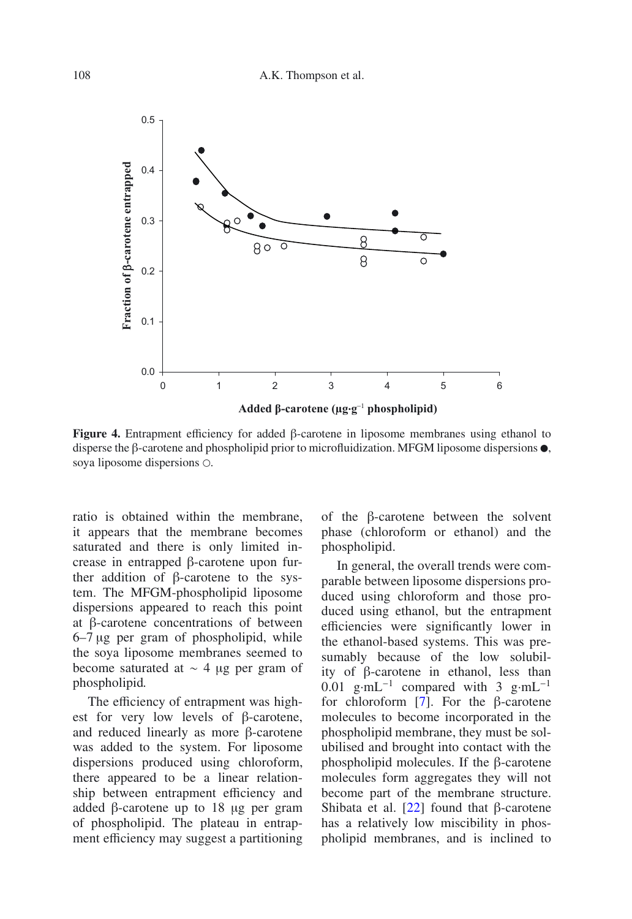Figure 4. Entrapment efficiency for added β-carotene in liposome membranes using ethanol to disperse the β-carotene and phospholipid prior to microfluidization. MFGM liposome dispersions ●, soya liposome dispersions ○.

ratio is obtained within the membrane, it appears that the membrane becomes saturated and there is only limited increase in entrapped β-carotene upon further addition of β-carotene to the system. The MFGM-phospholipid liposome dispersions appeared to reach this point at β-carotene concentrations of between 6–7 μg per gram of phospholipid, while the soya liposome membranes seemed to become saturated at ∼ 4 μg per gram of phospholipid.

The efficiency of entrapment was highest for very low levels of β-carotene, and reduced linearly as more β-carotene was added to the system. For liposome dispersions produced using chloroform, there appeared to be a linear relationship between entrapment efficiency and added β-carotene up to 18 μg per gram of phospholipid. The plateau in entrapment efficiency may suggest a partitioning of the β-carotene between the solvent phase (chloroform or ethanol) and the phospholipid.

In general, the overall trends were comparable between liposome dispersions produced using chloroform and those produced using ethanol, but the entrapment efficiencies were significantly lower in the ethanol-based systems. This was presumably because of the low solubility of β-carotene in ethanol, less than 0.01 $g \cdot mL^{-1}$ compared with 3 $g \cdot mL^{-1}$ for chloroform [7]. For the β-carotene molecules to become incorporated in the phospholipid membrane, they must be solubilised and brought into contact with the phospholipid molecules. If the β-carotene molecules form aggregates they will not become part of the membrane structure. Shibata et al. [22] found that β-carotene has a relatively low miscibility in phospholipid membranes, and is inclined to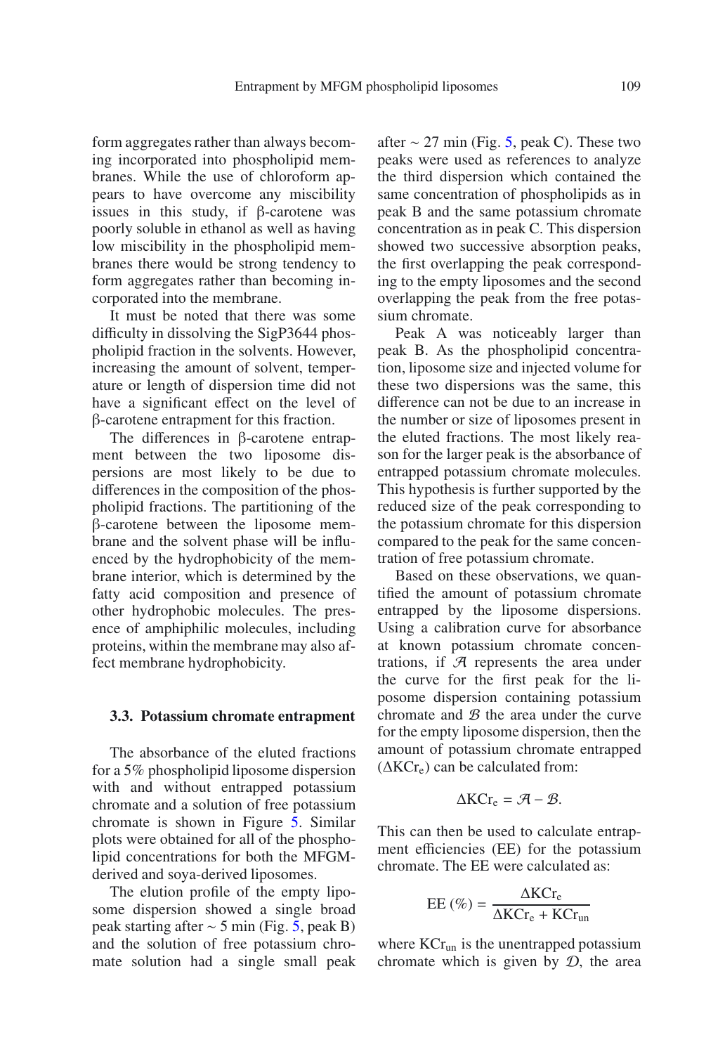form aggregates rather than always becoming incorporated into phospholipid membranes. While the use of chloroform appears to have overcome any miscibility issues in this study, if β-carotene was poorly soluble in ethanol as well as having low miscibility in the phospholipid membranes there would be strong tendency to form aggregates rather than becoming incorporated into the membrane.

It must be noted that there was some difficulty in dissolving the SigP3644 phospholipid fraction in the solvents. However, increasing the amount of solvent, temperature or length of dispersion time did not have a significant effect on the level of β-carotene entrapment for this fraction.

The differences in β-carotene entrapment between the two liposome dispersions are most likely to be due to differences in the composition of the phospholipid fractions. The partitioning of the β-carotene between the liposome membrane and the solvent phase will be influenced by the hydrophobicity of the membrane interior, which is determined by the fatty acid composition and presence of other hydrophobic molecules. The presence of amphiphilic molecules, including proteins, within the membrane may also affect membrane hydrophobicity.

### 3.3. Potassium chromate entrapment

The absorbance of the eluted fractions for a 5% phospholipid liposome dispersion with and without entrapped potassium chromate and a solution of free potassium chromate is shown in Figure 5. Similar plots were obtained for all of the phospholipid concentrations for both the MFGM-derived and soya-derived liposomes.

The elution profile of the empty liposome dispersion showed a single broad peak starting after ~ 5 min (Fig. 5, peak B) and the solution of free potassium chromate solution had a single small peak after ~ 27 min (Fig. 5, peak C). These two peaks were used as references to analyze the third dispersion which contained the same concentration of phospholipids as in peak B and the same potassium chromate concentration as in peak C. This dispersion showed two successive absorption peaks, the first overlapping the peak corresponding to the empty liposomes and the second overlapping the peak from the free potassium chromate.

Peak A was noticeably larger than peak B. As the phospholipid concentration, liposome size and injected volume for these two dispersions was the same, this difference can not be due to an increase in the number or size of liposomes present in the eluted fractions. The most likely reason for the larger peak is the absorbance of entrapped potassium chromate molecules. This hypothesis is further supported by the reduced size of the peak corresponding to the potassium chromate for this dispersion compared to the peak for the same concentration of free potassium chromate.

Based on these observations, we quantified the amount of potassium chromate entrapped by the liposome dispersions. Using a calibration curve for absorbance at known potassium chromate concentrations, if $\mathcal{A}$ represents the area under the curve for the first peak for the liposome dispersion containing potassium chromate and $\mathcal{B}$ the area under the curve for the empty liposome dispersion, then the amount of potassium chromate entrapped ($\Delta KCr_e$) can be calculated from:

$$\Delta KCr_e = \mathcal{A} - \mathcal{B}.$$

This can then be used to calculate entrapment efficiencies (EE) for the potassium chromate. The EE were calculated as:

$$EE\ (\%) = \frac{\Delta KCr_e}{\Delta KCr_e + KCr_{un}}$$

where $KCr_{un}$ is the unentrapped potassium chromate which is given by $\mathcal{D}$, the area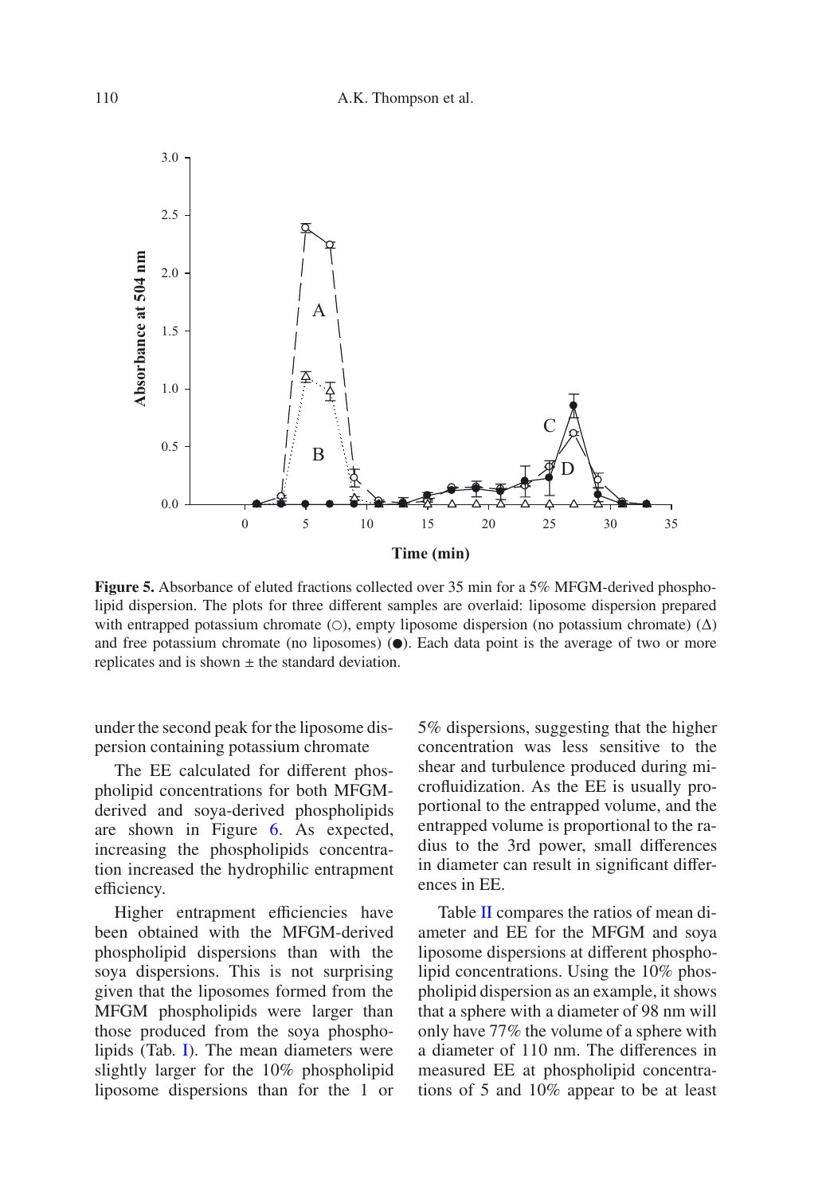**Figure 5.** Absorbance of eluted fractions collected over 35 min for a 5% MFGM-derived phospholipid dispersion. The plots for three different samples are overlaid: liposome dispersion prepared with entrapped potassium chromate (○), empty liposome dispersion (no potassium chromate) (Δ) and free potassium chromate (no liposomes) (●). Each data point is the average of two or more replicates and is shown ± the standard deviation.

under the second peak for the liposome dispersion containing potassium chromate

The EE calculated for different phospholipid concentrations for both MFGM-derived and soya-derived phospholipids are shown in Figure 6. As expected, increasing the phospholipids concentration increased the hydrophilic entrapment efficiency.

Higher entrapment efficiencies have been obtained with the MFGM-derived phospholipid dispersions than with the soya dispersions. This is not surprising given that the liposomes formed from the MFGM phospholipids were larger than those produced from the soya phospholipids (Tab. I). The mean diameters were slightly larger for the 10% phospholipid liposome dispersions than for the 1 or 5% dispersions, suggesting that the higher concentration was less sensitive to the shear and turbulence produced during microfluidization. As the EE is usually proportional to the entrapped volume, and the entrapped volume is proportional to the radius to the 3rd power, small differences in diameter can result in significant differences in EE.

Table II compares the ratios of mean diameter and EE for the MFGM and soya liposome dispersions at different phospholipid concentrations. Using the 10% phospholipid dispersion as an example, it shows that a sphere with a diameter of 98 nm will only have 77% the volume of a sphere with a diameter of 110 nm. The differences in measured EE at phospholipid concentrations of 5 and 10% appear to be at least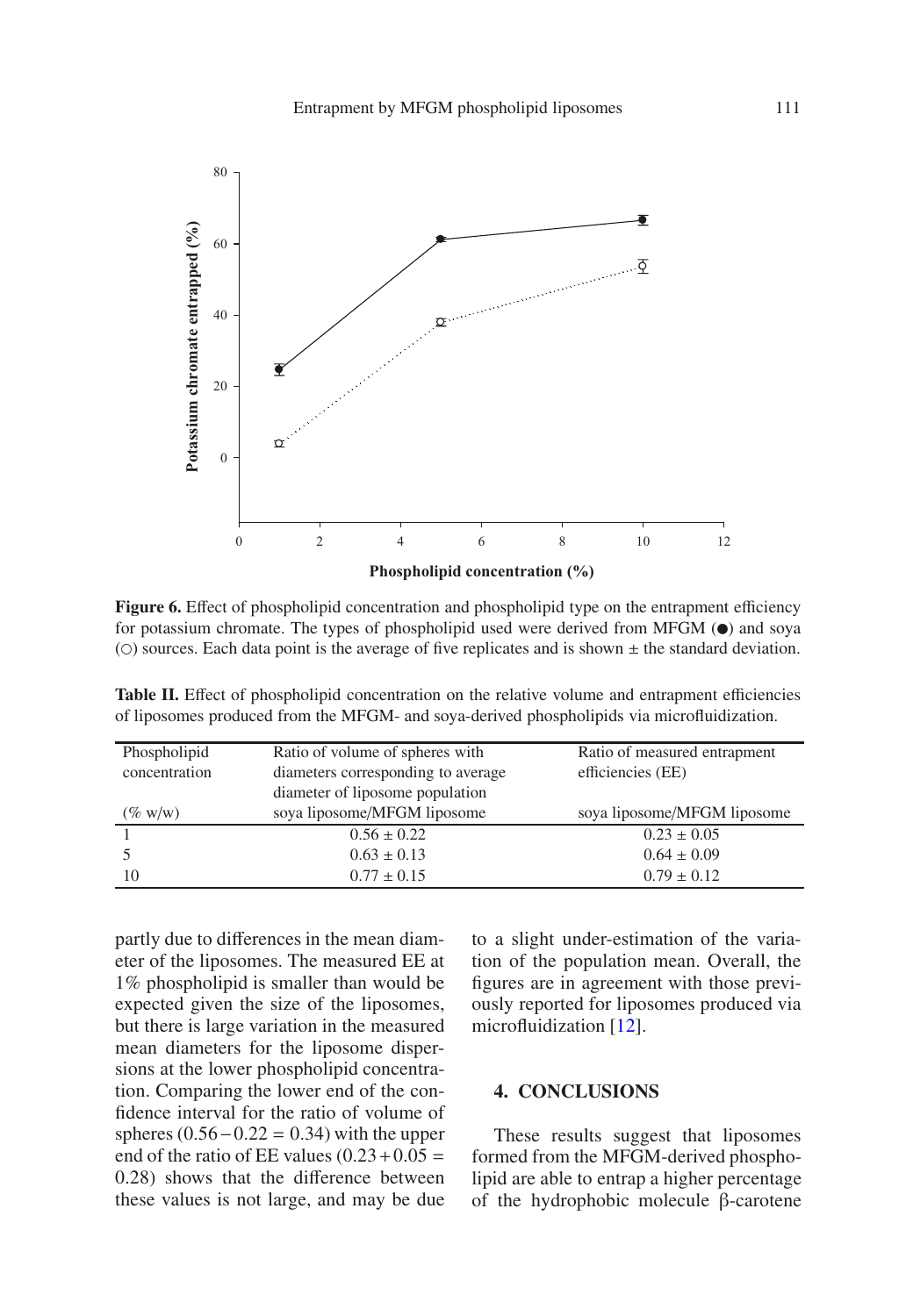**Figure 6.** Effect of phospholipid concentration and phospholipid type on the entrapment efficiency for potassium chromate. The types of phospholipid used were derived from MFGM (●) and soya (○) sources. Each data point is the average of five replicates and is shown ± the standard deviation.

**Table II.** Effect of phospholipid concentration on the relative volume and entrapment efficiencies of liposomes produced from the MFGM- and soya-derived phospholipids via microfluidization.

| Phospholipid concentration (% w/w) | Ratio of volume of spheres with diameters corresponding to average diameter of liposome population soya liposome/MFGM liposome | Ratio of measured entrapment efficiencies (EE) soya liposome/MFGM liposome |
|---|---|---|
| 1 | 0.56 ± 0.22 | 0.23 ± 0.05 |
| 5 | 0.63 ± 0.13 | 0.64 ± 0.09 |
| 10 | 0.77 ± 0.15 | 0.79 ± 0.12 |

partly due to differences in the mean diameter of the liposomes. The measured EE at 1% phospholipid is smaller than would be expected given the size of the liposomes, but there is large variation in the measured mean diameters for the liposome dispersions at the lower phospholipid concentration. Comparing the lower end of the confidence interval for the ratio of volume of spheres ($0.56 - 0.22 = 0.34$) with the upper end of the ratio of EE values ($0.23 + 0.05 = 0.28$) shows that the difference between these values is not large, and may be due to a slight under-estimation of the variation of the population mean. Overall, the figures are in agreement with those previously reported for liposomes produced via microfluidization [12].

## 4. CONCLUSIONS

These results suggest that liposomes formed from the MFGM-derived phospholipid are able to entrap a higher percentage of the hydrophobic molecule β-carotene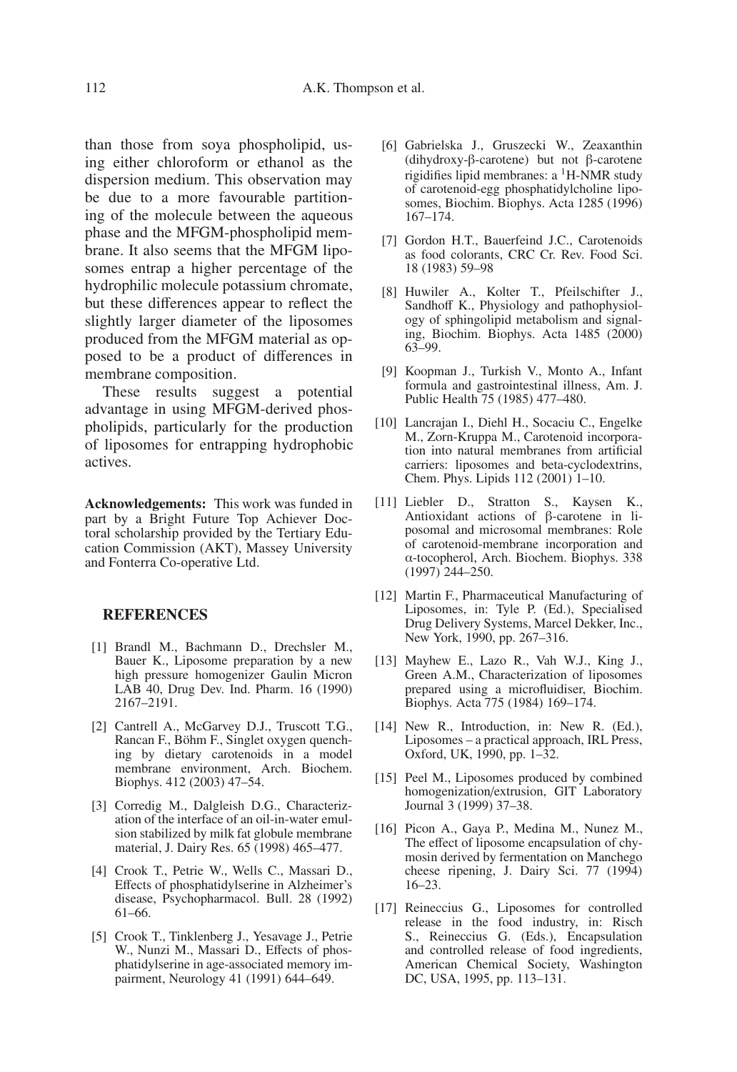than those from soya phospholipid, using either chloroform or ethanol as the dispersion medium. This observation may be due to a more favourable partitioning of the molecule between the aqueous phase and the MFGM-phospholipid membrane. It also seems that the MFGM liposomes entrap a higher percentage of the hydrophilic molecule potassium chromate, but these differences appear to reflect the slightly larger diameter of the liposomes produced from the MFGM material as opposed to be a product of differences in membrane composition.

These results suggest a potential advantage in using MFGM-derived phospholipids, particularly for the production of liposomes for entrapping hydrophobic actives.

**Acknowledgements:** This work was funded in part by a Bright Future Top Achiever Doctoral scholarship provided by the Tertiary Education Commission (AKT), Massey University and Fonterra Co-operative Ltd.

## REFERENCES

[1] Brandl M., Bachmann D., Drechsler M., Bauer K., Liposome preparation by a new high pressure homogenizer Gaulin Micron LAB 40, Drug Dev. Ind. Pharm. 16 (1990) 2167–2191.

[2] Cantrell A., McGarvey D.J., Truscott T.G., Rancan F., Böhm F., Singlet oxygen quenching by dietary carotenoids in a model membrane environment, Arch. Biochem. Biophys. 412 (2003) 47–54.

[3] Corredig M., Dalgleish D.G., Characterization of the interface of an oil-in-water emulsion stabilized by milk fat globule membrane material, J. Dairy Res. 65 (1998) 465–477.

[4] Crook T., Petrie W., Wells C., Massari D., Effects of phosphatidylserine in Alzheimer's disease, Psychopharmacol. Bull. 28 (1992) 61–66.

[5] Crook T., Tinklenberg J., Yesavage J., Petrie W., Nunzi M., Massari D., Effects of phosphatidylserine in age-associated memory impairment, Neurology 41 (1991) 644–649.

[6] Gabrielska J., Gruszecki W., Zeaxanthin (dihydroxy-β-carotene) but not β-carotene rigidifies lipid membranes: a $^{1}$H-NMR study of carotenoid-egg phosphatidylcholine liposomes, Biochim. Biophys. Acta 1285 (1996) 167–174.

[7] Gordon H.T., Bauerfeind J.C., Carotenoids as food colorants, CRC Cr. Rev. Food Sci. 18 (1983) 59–98

[8] Huwiler A., Kolter T., Pfeilschifter J., Sandhoff K., Physiology and pathophysiology of sphingolipid metabolism and signaling, Biochim. Biophys. Acta 1485 (2000) 63–99.

[9] Koopman J., Turkish V., Monto A., Infant formula and gastrointestinal illness, Am. J. Public Health 75 (1985) 477–480.

[10] Lancrajan I., Diehl H., Socaciu C., Engelke M., Zorn-Kruppa M., Carotenoid incorporation into natural membranes from artificial carriers: liposomes and beta-cyclodextrins, Chem. Phys. Lipids 112 (2001) 1–10.

[11] Liebler D., Stratton S., Kaysen K., Antioxidant actions of β-carotene in liposomal and microsomal membranes: Role of carotenoid-membrane incorporation and α-tocopherol, Arch. Biochem. Biophys. 338 (1997) 244–250.

[12] Martin F., Pharmaceutical Manufacturing of Liposomes, in: Tyle P. (Ed.), Specialised Drug Delivery Systems, Marcel Dekker, Inc., New York, 1990, pp. 267–316.

[13] Mayhew E., Lazo R., Vah W.J., King J., Green A.M., Characterization of liposomes prepared using a microfluidiser, Biochim. Biophys. Acta 775 (1984) 169–174.

[14] New R., Introduction, in: New R. (Ed.), Liposomes – a practical approach, IRL Press, Oxford, UK, 1990, pp. 1–32.

[15] Peel M., Liposomes produced by combined homogenization/extrusion, GIT Laboratory Journal 3 (1999) 37–38.

[16] Picon A., Gaya P., Medina M., Nunez M., The effect of liposome encapsulation of chymosin derived by fermentation on Manchego cheese ripening, J. Dairy Sci. 77 (1994) 16–23.

[17] Reineccius G., Liposomes for controlled release in the food industry, in: Risch S., Reineccius G. (Eds.), Encapsulation and controlled release of food ingredients, American Chemical Society, Washington DC, USA, 1995, pp. 113–131.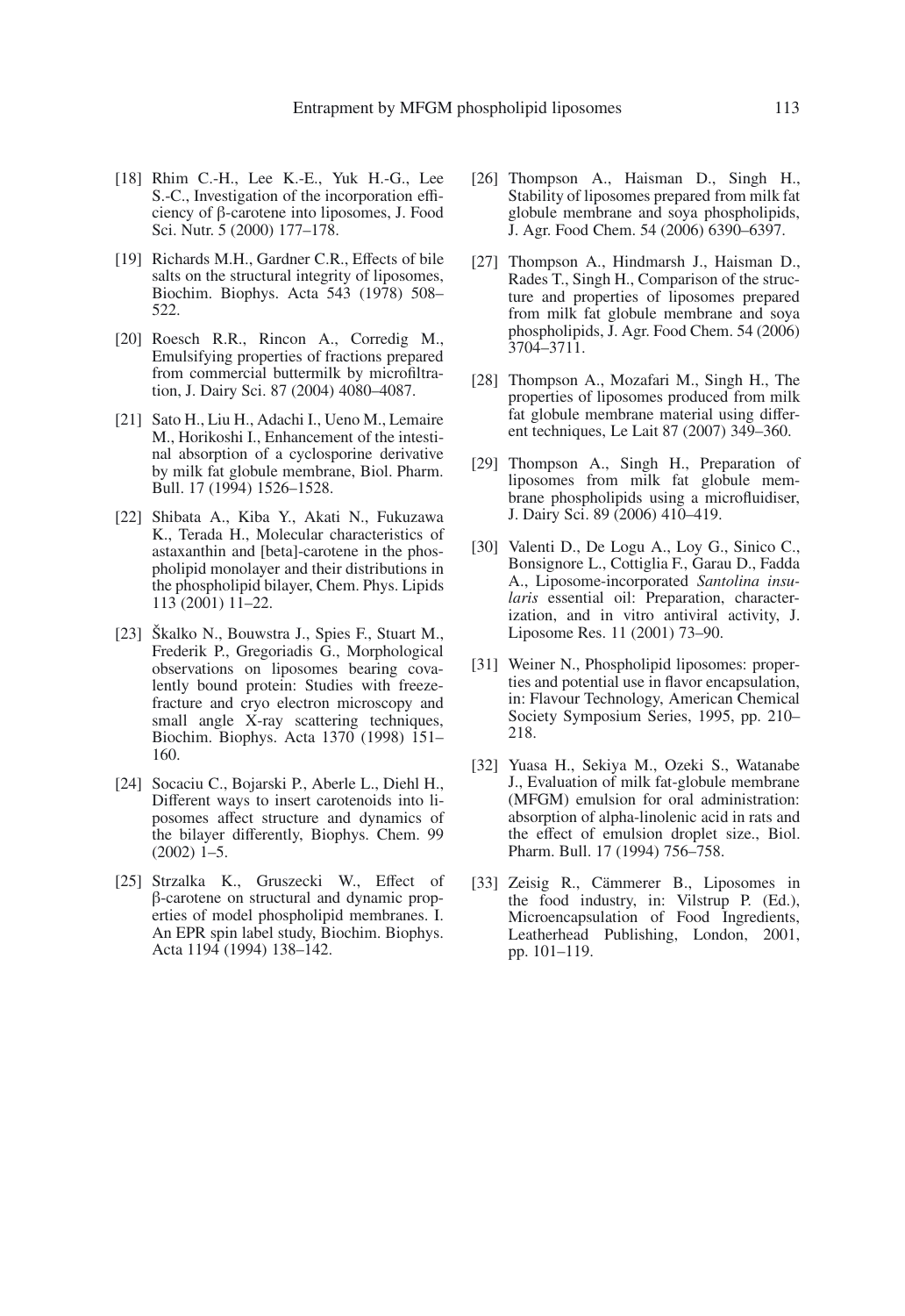[18] Rhim C.-H., Lee K.-E., Yuk H.-G., Lee S.-C., Investigation of the incorporation efficiency of β-carotene into liposomes, J. Food Sci. Nutr. 5 (2000) 177–178.

[19] Richards M.H., Gardner C.R., Effects of bile salts on the structural integrity of liposomes, Biochim. Biophys. Acta 543 (1978) 508–522.

[20] Roesch R.R., Rincon A., Corredig M., Emulsifying properties of fractions prepared from commercial buttermilk by microfiltration, J. Dairy Sci. 87 (2004) 4080–4087.

[21] Sato H., Liu H., Adachi I., Ueno M., Lemaire M., Horikoshi I., Enhancement of the intestinal absorption of a cyclosporine derivative by milk fat globule membrane, Biol. Pharm. Bull. 17 (1994) 1526–1528.

[22] Shibata A., Kiba Y., Akati N., Fukuzawa K., Terada H., Molecular characteristics of astaxanthin and [beta]-carotene in the phospholipid monolayer and their distributions in the phospholipid bilayer, Chem. Phys. Lipids 113 (2001) 11–22.

[23] Škalko N., Bouwstra J., Spies F., Stuart M., Frederik P., Gregoriadis G., Morphological observations on liposomes bearing covalently bound protein: Studies with freeze-fracture and cryo electron microscopy and small angle X-ray scattering techniques, Biochim. Biophys. Acta 1370 (1998) 151–160.

[24] Socaciu C., Bojarski P., Aberle L., Diehl H., Different ways to insert carotenoids into liposomes affect structure and dynamics of the bilayer differently, Biophys. Chem. 99 (2002) 1–5.

[25] Strzalka K., Gruszecki W., Effect of β-carotene on structural and dynamic properties of model phospholipid membranes. I. An EPR spin label study, Biochim. Biophys. Acta 1194 (1994) 138–142.

[26] Thompson A., Haisman D., Singh H., Stability of liposomes prepared from milk fat globule membrane and soya phospholipids, J. Agr. Food Chem. 54 (2006) 6390–6397.

[27] Thompson A., Hindmarsh J., Haisman D., Rades T., Singh H., Comparison of the structure and properties of liposomes prepared from milk fat globule membrane and soya phospholipids, J. Agr. Food Chem. 54 (2006) 3704–3711.

[28] Thompson A., Mozafari M., Singh H., The properties of liposomes produced from milk fat globule membrane material using different techniques, Le Lait 87 (2007) 349–360.

[29] Thompson A., Singh H., Preparation of liposomes from milk fat globule membrane phospholipids using a microfluidiser, J. Dairy Sci. 89 (2006) 410–419.

[30] Valenti D., De Logu A., Loy G., Sinico C., Bonsignore L., Cottiglia F., Garau D., Fadda A., Liposome-incorporated *Santolina insularis* essential oil: Preparation, characterization, and in vitro antiviral activity, J. Liposome Res. 11 (2001) 73–90.

[31] Weiner N., Phospholipid liposomes: properties and potential use in flavor encapsulation, in: Flavour Technology, American Chemical Society Symposium Series, 1995, pp. 210–218.

[32] Yuasa H., Sekiya M., Ozeki S., Watanabe J., Evaluation of milk fat-globule membrane (MFGM) emulsion for oral administration: absorption of alpha-linolenic acid in rats and the effect of emulsion droplet size., Biol. Pharm. Bull. 17 (1994) 756–758.

[33] Zeisig R., Cämmerer B., Liposomes in the food industry, in: Vilstrup P. (Ed.), Microencapsulation of Food Ingredients, Leatherhead Publishing, London, 2001, pp. 101–119.